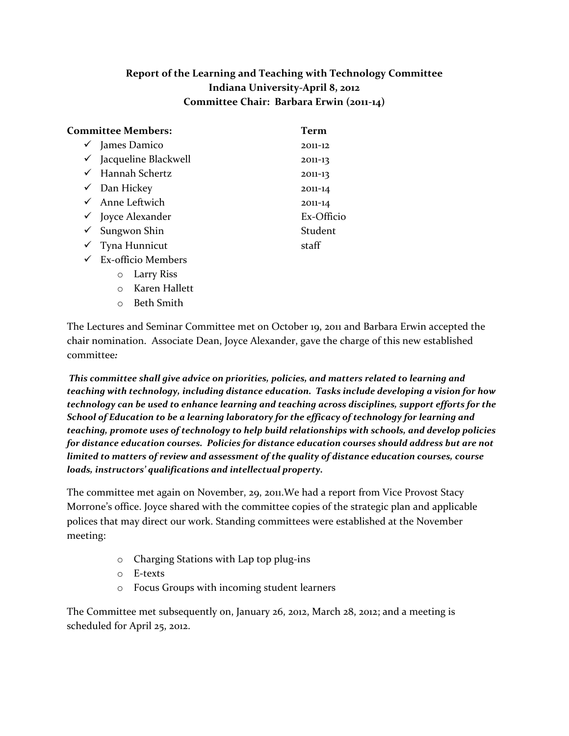**Report of the Learning and Teaching with Technology Committee**
**Indiana University-April 8, 2012**
**Committee Chair: Barbara Erwin (2011-14)**

| **Committee Members:** | **Term** |
|---|---|
| ✓ James Damico | 2011-12 |
| ✓ Jacqueline Blackwell | 2011-13 |
| ✓ Hannah Schertz | 2011-13 |
| ✓ Dan Hickey | 2011-14 |
| ✓ Anne Leftwich | 2011-14 |
| ✓ Joyce Alexander | Ex-Officio |
| ✓ Sungwon Shin | Student |
| ✓ Tyna Hunnicut | staff |
| ✓ Ex-officio Members | |

- Larry Riss
- Karen Hallett
- Beth Smith

The Lectures and Seminar Committee met on October 19, 2011 and Barbara Erwin accepted the chair nomination. Associate Dean, Joyce Alexander, gave the charge of this new established committee*:*

***This committee shall give advice on priorities, policies, and matters related to learning and teaching with technology, including distance education. Tasks include developing a vision for how technology can be used to enhance learning and teaching across disciplines, support efforts for the School of Education to be a learning laboratory for the efficacy of technology for learning and teaching, promote uses of technology to help build relationships with schools, and develop policies for distance education courses. Policies for distance education courses should address but are not limited to matters of review and assessment of the quality of distance education courses, course loads, instructors' qualifications and intellectual property.***

The committee met again on November, 29, 2011.We had a report from Vice Provost Stacy Morrone's office. Joyce shared with the committee copies of the strategic plan and applicable polices that may direct our work. Standing committees were established at the November meeting:

- Charging Stations with Lap top plug-ins
- E-texts
- Focus Groups with incoming student learners

The Committee met subsequently on, January 26, 2012, March 28, 2012; and a meeting is scheduled for April 25, 2012.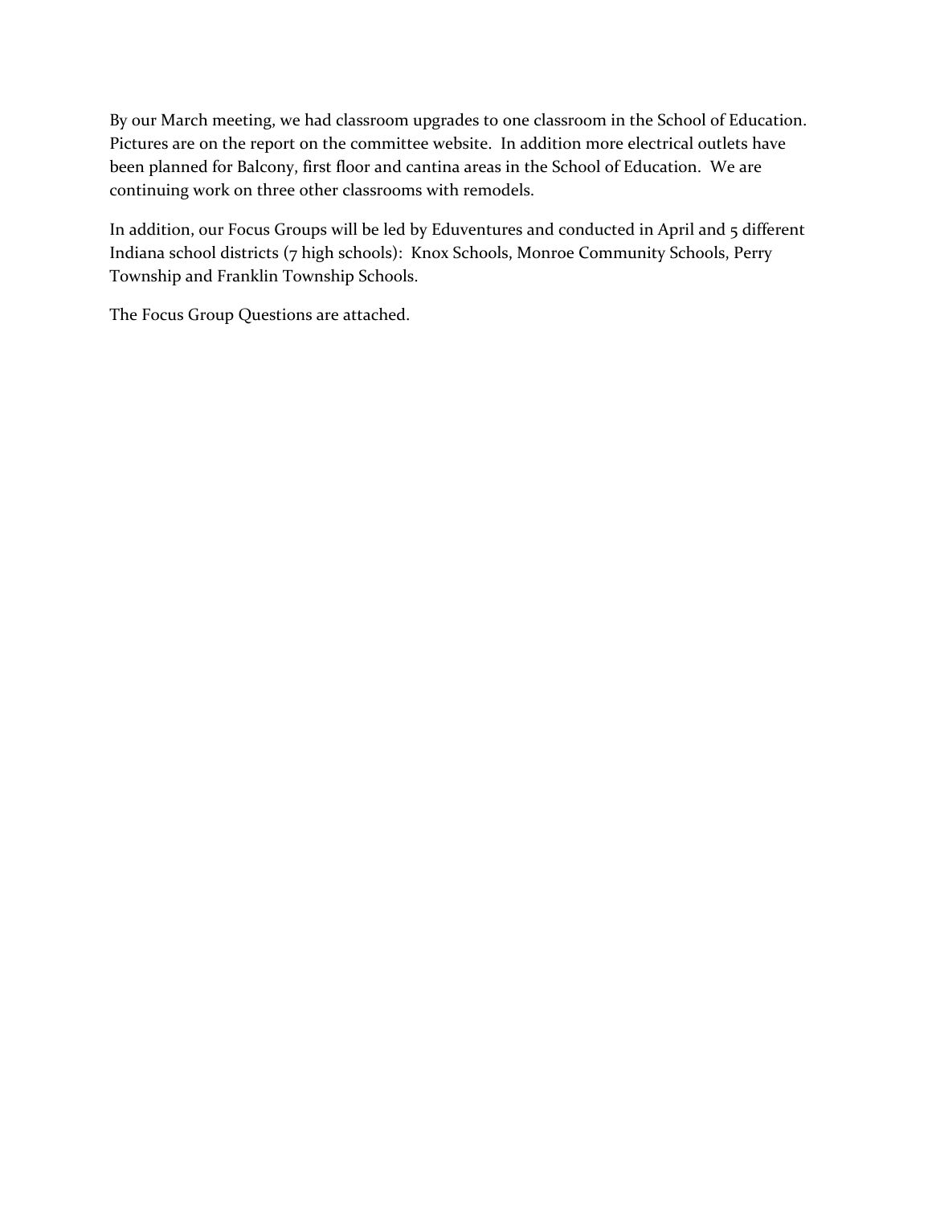By our March meeting, we had classroom upgrades to one classroom in the School of Education. Pictures are on the report on the committee website. In addition more electrical outlets have been planned for Balcony, first floor and cantina areas in the School of Education. We are continuing work on three other classrooms with remodels.

In addition, our Focus Groups will be led by Eduventures and conducted in April and 5 different Indiana school districts (7 high schools): Knox Schools, Monroe Community Schools, Perry Township and Franklin Township Schools.

The Focus Group Questions are attached.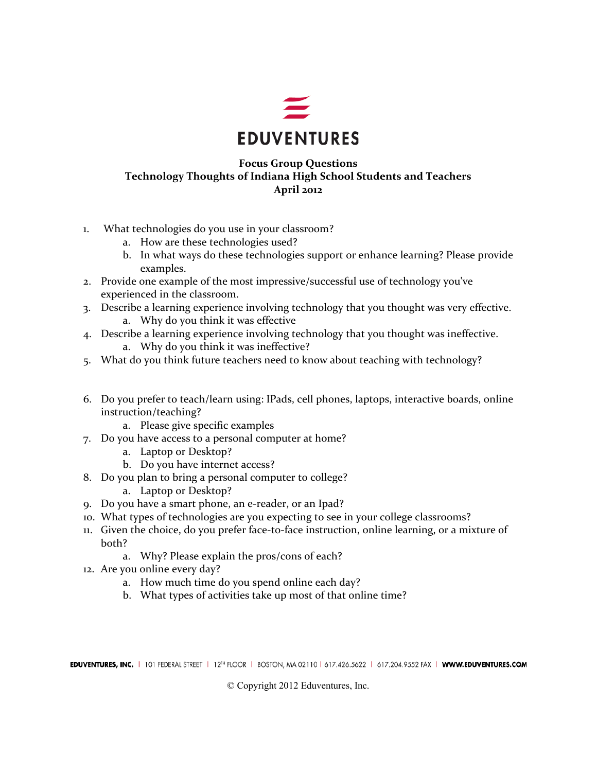# EDUVENTURES

**Focus Group Questions**
**Technology Thoughts of Indiana High School Students and Teachers**
**April 2012**

1. What technologies do you use in your classroom?
   a. How are these technologies used?
   b. In what ways do these technologies support or enhance learning? Please provide examples.
2. Provide one example of the most impressive/successful use of technology you've experienced in the classroom.
3. Describe a learning experience involving technology that you thought was very effective.
   a. Why do you think it was effective
4. Describe a learning experience involving technology that you thought was ineffective.
   a. Why do you think it was ineffective?
5. What do you think future teachers need to know about teaching with technology?

6. Do you prefer to teach/learn using: IPads, cell phones, laptops, interactive boards, online instruction/teaching?
   a. Please give specific examples
7. Do you have access to a personal computer at home?
   a. Laptop or Desktop?
   b. Do you have internet access?
8. Do you plan to bring a personal computer to college?
   a. Laptop or Desktop?
9. Do you have a smart phone, an e-reader, or an Ipad?
10. What types of technologies are you expecting to see in your college classrooms?
11. Given the choice, do you prefer face-to-face instruction, online learning, or a mixture of both?
    a. Why? Please explain the pros/cons of each?
12. Are you online every day?
    a. How much time do you spend online each day?
    b. What types of activities take up most of that online time?

**EDUVENTURES, INC.** | 101 FEDERAL STREET | 12TH FLOOR | BOSTON, MA 02110 | 617.426.5622 | 617.204.9552 FAX | **WWW.EDUVENTURES.COM**

© Copyright 2012 Eduventures, Inc.